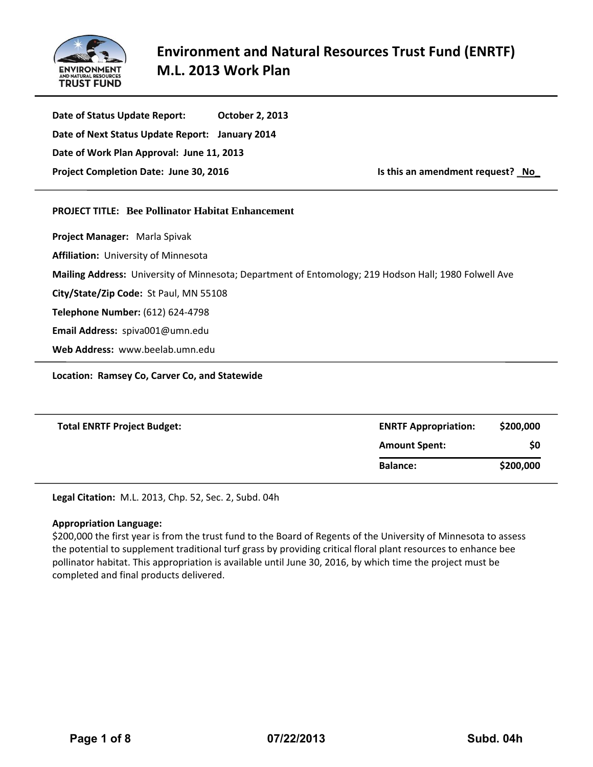# Environment and Natural Resources Trust Fund (ENRTF) M.L. 2013 Work Plan

**Date of Status Update Report:** October 2, 2013

**Date of Next Status Update Report:** January 2014

**Date of Work Plan Approval:** June 11, 2013

**Project Completion Date:** June 30, 2016

**Is this an amendment request?** No

---

**PROJECT TITLE:** **Bee Pollinator Habitat Enhancement**

**Project Manager:** Marla Spivak

**Affiliation:** University of Minnesota

**Mailing Address:** University of Minnesota; Department of Entomology; 219 Hodson Hall; 1980 Folwell Ave

**City/State/Zip Code:** St Paul, MN 55108

**Telephone Number:** (612) 624-4798

**Email Address:** spiva001@umn.edu

**Web Address:** www.beelab.umn.edu

---

**Location:** Ramsey Co, Carver Co, and Statewide

---

| **Total ENRTF Project Budget:** | **ENRTF Appropriation:** | **$200,000** |
|---|---|---|
| | **Amount Spent:** | **$0** |
| | **Balance:** | **$200,000** |

---

**Legal Citation:** M.L. 2013, Chp. 52, Sec. 2, Subd. 04h

**Appropriation Language:**
$200,000 the first year is from the trust fund to the Board of Regents of the University of Minnesota to assess the potential to supplement traditional turf grass by providing critical floral plant resources to enhance bee pollinator habitat. This appropriation is available until June 30, 2016, by which time the project must be completed and final products delivered.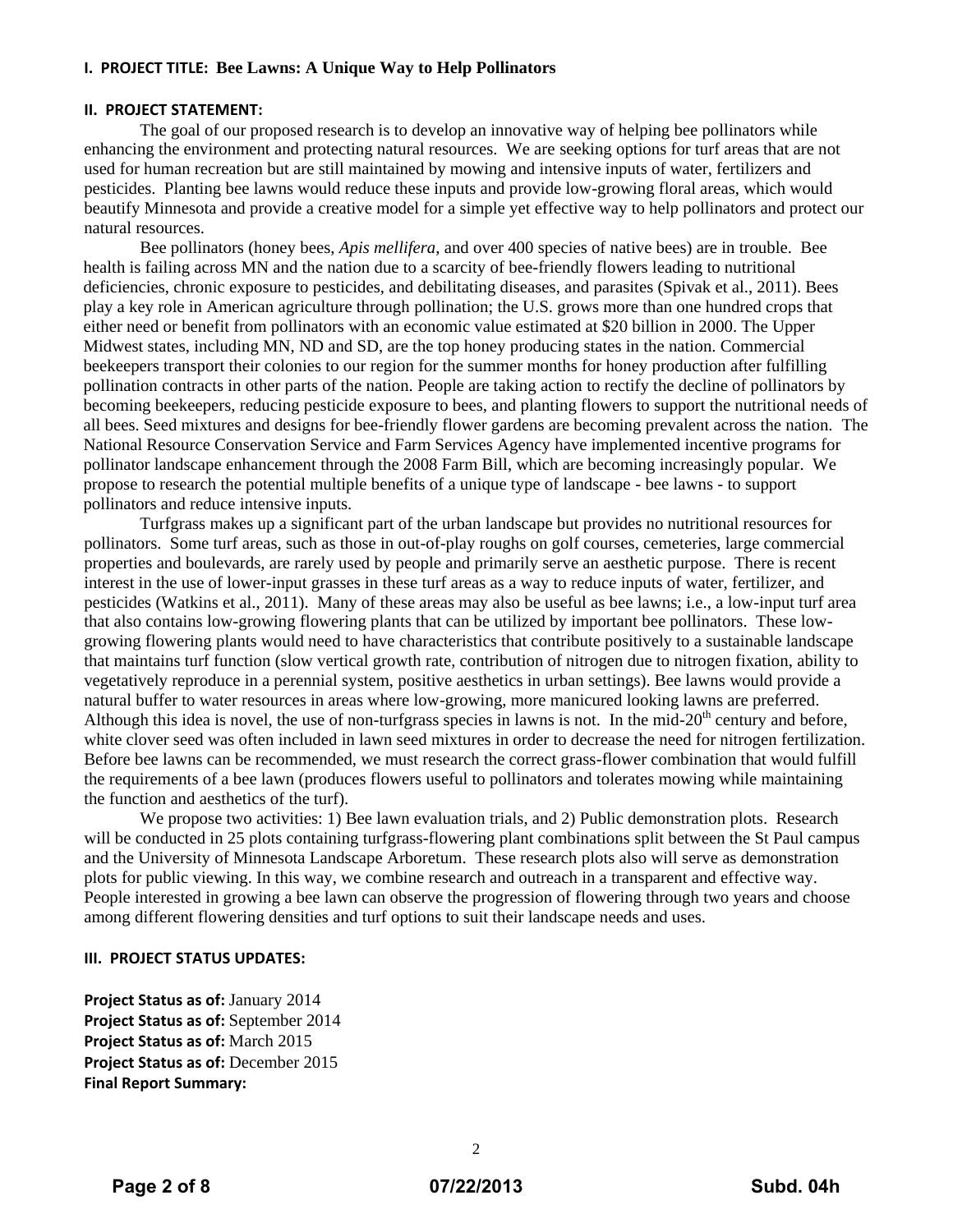## I. PROJECT TITLE: Bee Lawns: A Unique Way to Help Pollinators

## II. PROJECT STATEMENT:

The goal of our proposed research is to develop an innovative way of helping bee pollinators while enhancing the environment and protecting natural resources. We are seeking options for turf areas that are not used for human recreation but are still maintained by mowing and intensive inputs of water, fertilizers and pesticides. Planting bee lawns would reduce these inputs and provide low-growing floral areas, which would beautify Minnesota and provide a creative model for a simple yet effective way to help pollinators and protect our natural resources.

Bee pollinators (honey bees, *Apis mellifera*, and over 400 species of native bees) are in trouble. Bee health is failing across MN and the nation due to a scarcity of bee-friendly flowers leading to nutritional deficiencies, chronic exposure to pesticides, and debilitating diseases, and parasites (Spivak et al., 2011). Bees play a key role in American agriculture through pollination; the U.S. grows more than one hundred crops that either need or benefit from pollinators with an economic value estimated at $20 billion in 2000. The Upper Midwest states, including MN, ND and SD, are the top honey producing states in the nation. Commercial beekeepers transport their colonies to our region for the summer months for honey production after fulfilling pollination contracts in other parts of the nation. People are taking action to rectify the decline of pollinators by becoming beekeepers, reducing pesticide exposure to bees, and planting flowers to support the nutritional needs of all bees. Seed mixtures and designs for bee-friendly flower gardens are becoming prevalent across the nation. The National Resource Conservation Service and Farm Services Agency have implemented incentive programs for pollinator landscape enhancement through the 2008 Farm Bill, which are becoming increasingly popular. We propose to research the potential multiple benefits of a unique type of landscape - bee lawns - to support pollinators and reduce intensive inputs.

Turfgrass makes up a significant part of the urban landscape but provides no nutritional resources for pollinators. Some turf areas, such as those in out-of-play roughs on golf courses, cemeteries, large commercial properties and boulevards, are rarely used by people and primarily serve an aesthetic purpose. There is recent interest in the use of lower-input grasses in these turf areas as a way to reduce inputs of water, fertilizer, and pesticides (Watkins et al., 2011). Many of these areas may also be useful as bee lawns; i.e., a low-input turf area that also contains low-growing flowering plants that can be utilized by important bee pollinators. These low-growing flowering plants would need to have characteristics that contribute positively to a sustainable landscape that maintains turf function (slow vertical growth rate, contribution of nitrogen due to nitrogen fixation, ability to vegetatively reproduce in a perennial system, positive aesthetics in urban settings). Bee lawns would provide a natural buffer to water resources in areas where low-growing, more manicured looking lawns are preferred. Although this idea is novel, the use of non-turfgrass species in lawns is not. In the mid-20th century and before, white clover seed was often included in lawn seed mixtures in order to decrease the need for nitrogen fertilization. Before bee lawns can be recommended, we must research the correct grass-flower combination that would fulfill the requirements of a bee lawn (produces flowers useful to pollinators and tolerates mowing while maintaining the function and aesthetics of the turf).

We propose two activities: 1) Bee lawn evaluation trials, and 2) Public demonstration plots. Research will be conducted in 25 plots containing turfgrass-flowering plant combinations split between the St Paul campus and the University of Minnesota Landscape Arboretum. These research plots also will serve as demonstration plots for public viewing. In this way, we combine research and outreach in a transparent and effective way. People interested in growing a bee lawn can observe the progression of flowering through two years and choose among different flowering densities and turf options to suit their landscape needs and uses.

## III. PROJECT STATUS UPDATES:

**Project Status as of:** January 2014
**Project Status as of:** September 2014
**Project Status as of:** March 2015
**Project Status as of:** December 2015
**Final Report Summary:**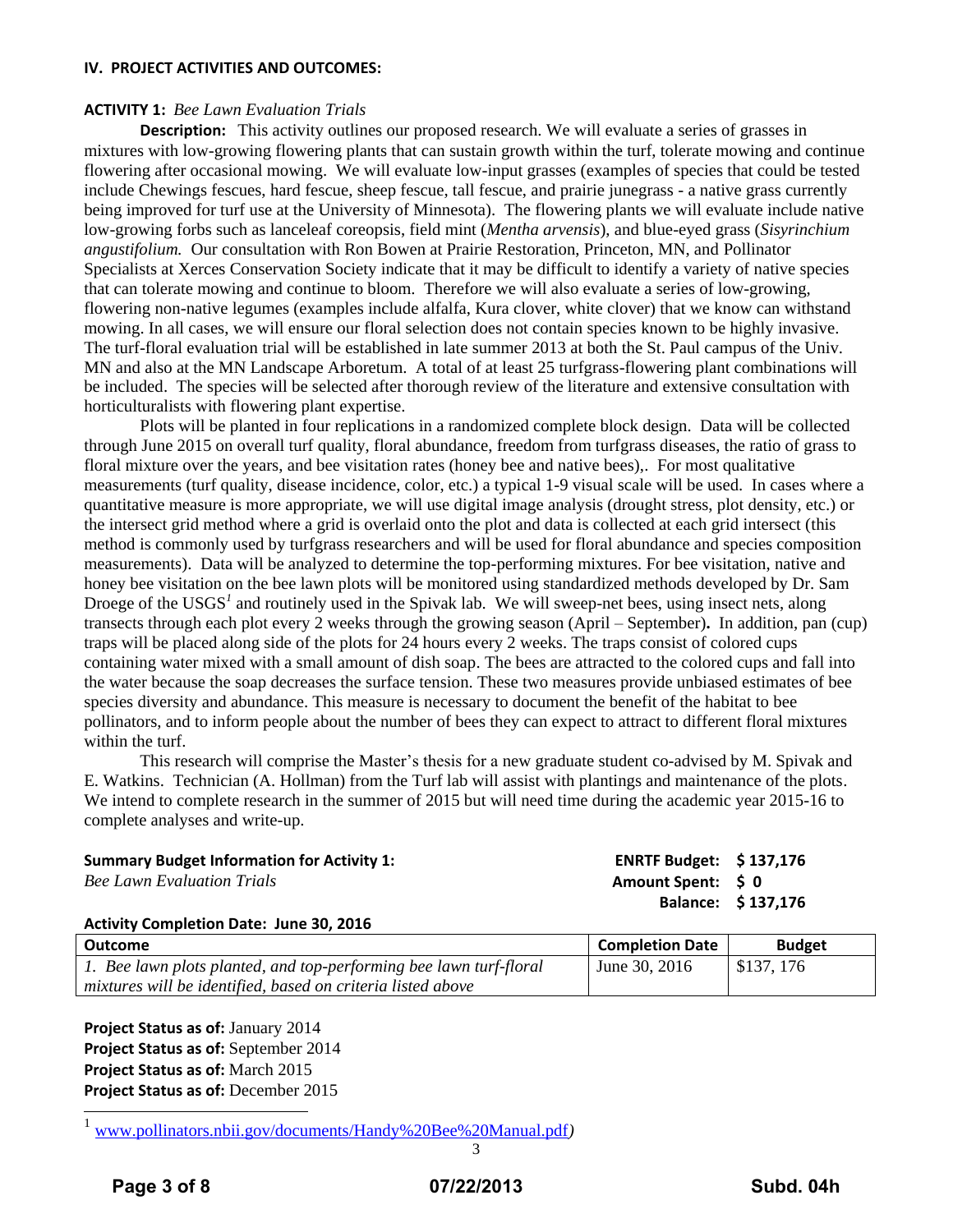**IV. PROJECT ACTIVITIES AND OUTCOMES:**

**ACTIVITY 1:** *Bee Lawn Evaluation Trials*

**Description:** This activity outlines our proposed research. We will evaluate a series of grasses in mixtures with low-growing flowering plants that can sustain growth within the turf, tolerate mowing and continue flowering after occasional mowing. We will evaluate low-input grasses (examples of species that could be tested include Chewings fescues, hard fescue, sheep fescue, tall fescue, and prairie junegrass - a native grass currently being improved for turf use at the University of Minnesota). The flowering plants we will evaluate include native low-growing forbs such as lanceleaf coreopsis, field mint (*Mentha arvensis*), and blue-eyed grass (*Sisyrinchium angustifolium.* Our consultation with Ron Bowen at Prairie Restoration, Princeton, MN, and Pollinator Specialists at Xerces Conservation Society indicate that it may be difficult to identify a variety of native species that can tolerate mowing and continue to bloom. Therefore we will also evaluate a series of low-growing, flowering non-native legumes (examples include alfalfa, Kura clover, white clover) that we know can withstand mowing. In all cases, we will ensure our floral selection does not contain species known to be highly invasive. The turf-floral evaluation trial will be established in late summer 2013 at both the St. Paul campus of the Univ. MN and also at the MN Landscape Arboretum. A total of at least 25 turfgrass-flowering plant combinations will be included. The species will be selected after thorough review of the literature and extensive consultation with horticulturalists with flowering plant expertise.

Plots will be planted in four replications in a randomized complete block design. Data will be collected through June 2015 on overall turf quality, floral abundance, freedom from turfgrass diseases, the ratio of grass to floral mixture over the years, and bee visitation rates (honey bee and native bees),. For most qualitative measurements (turf quality, disease incidence, color, etc.) a typical 1-9 visual scale will be used. In cases where a quantitative measure is more appropriate, we will use digital image analysis (drought stress, plot density, etc.) or the intersect grid method where a grid is overlaid onto the plot and data is collected at each grid intersect (this method is commonly used by turfgrass researchers and will be used for floral abundance and species composition measurements). Data will be analyzed to determine the top-performing mixtures. For bee visitation, native and honey bee visitation on the bee lawn plots will be monitored using standardized methods developed by Dr. Sam Droege of the USGS[1] and routinely used in the Spivak lab. We will sweep-net bees, using insect nets, along transects through each plot every 2 weeks through the growing season (April – September)**.** In addition, pan (cup) traps will be placed along side of the plots for 24 hours every 2 weeks. The traps consist of colored cups containing water mixed with a small amount of dish soap. The bees are attracted to the colored cups and fall into the water because the soap decreases the surface tension. These two measures provide unbiased estimates of bee species diversity and abundance. This measure is necessary to document the benefit of the habitat to bee pollinators, and to inform people about the number of bees they can expect to attract to different floral mixtures within the turf.

This research will comprise the Master's thesis for a new graduate student co-advised by M. Spivak and E. Watkins. Technician (A. Hollman) from the Turf lab will assist with plantings and maintenance of the plots. We intend to complete research in the summer of 2015 but will need time during the academic year 2015-16 to complete analyses and write-up.

**Summary Budget Information for Activity 1:**
*Bee Lawn Evaluation Trials*

**ENRTF Budget: $ 137,176**
**Amount Spent: $ 0**
**Balance: $ 137,176**

**Activity Completion Date: June 30, 2016**

| Outcome | Completion Date | Budget |
|---|---|---|
| *1. Bee lawn plots planted, and top-performing bee lawn turf-floral mixtures will be identified, based on criteria listed above* | June 30, 2016 | $137, 176 |

**Project Status as of:** January 2014
**Project Status as of:** September 2014
**Project Status as of:** March 2015
**Project Status as of:** December 2015

[1] www.pollinators.nbii.gov/documents/Handy%20Bee%20Manual.pdf)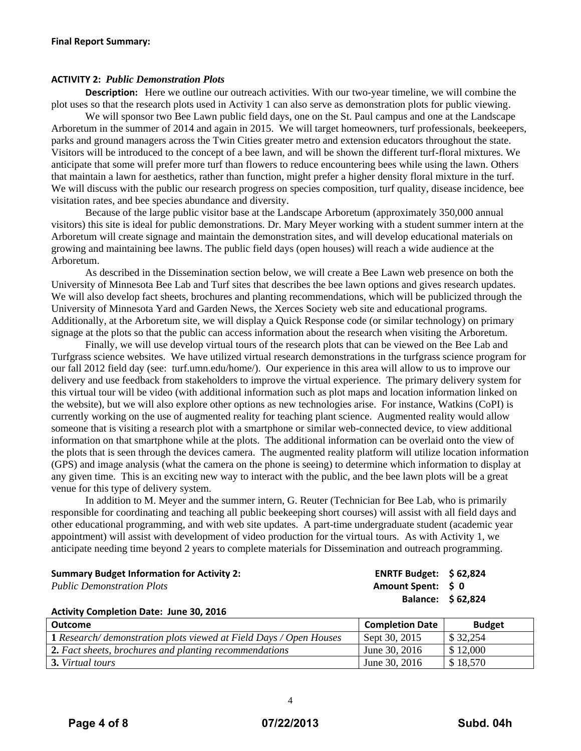**Final Report Summary:**

**ACTIVITY 2:** ***Public Demonstration Plots***

**Description:** Here we outline our outreach activities. With our two-year timeline, we will combine the plot uses so that the research plots used in Activity 1 can also serve as demonstration plots for public viewing.

We will sponsor two Bee Lawn public field days, one on the St. Paul campus and one at the Landscape Arboretum in the summer of 2014 and again in 2015. We will target homeowners, turf professionals, beekeepers, parks and ground managers across the Twin Cities greater metro and extension educators throughout the state. Visitors will be introduced to the concept of a bee lawn, and will be shown the different turf-floral mixtures. We anticipate that some will prefer more turf than flowers to reduce encountering bees while using the lawn. Others that maintain a lawn for aesthetics, rather than function, might prefer a higher density floral mixture in the turf. We will discuss with the public our research progress on species composition, turf quality, disease incidence, bee visitation rates, and bee species abundance and diversity.

Because of the large public visitor base at the Landscape Arboretum (approximately 350,000 annual visitors) this site is ideal for public demonstrations. Dr. Mary Meyer working with a student summer intern at the Arboretum will create signage and maintain the demonstration sites, and will develop educational materials on growing and maintaining bee lawns. The public field days (open houses) will reach a wide audience at the Arboretum.

As described in the Dissemination section below, we will create a Bee Lawn web presence on both the University of Minnesota Bee Lab and Turf sites that describes the bee lawn options and gives research updates. We will also develop fact sheets, brochures and planting recommendations, which will be publicized through the University of Minnesota Yard and Garden News, the Xerces Society web site and educational programs. Additionally, at the Arboretum site, we will display a Quick Response code (or similar technology) on primary signage at the plots so that the public can access information about the research when visiting the Arboretum.

Finally, we will use develop virtual tours of the research plots that can be viewed on the Bee Lab and Turfgrass science websites. We have utilized virtual research demonstrations in the turfgrass science program for our fall 2012 field day (see: turf.umn.edu/home/). Our experience in this area will allow to us to improve our delivery and use feedback from stakeholders to improve the virtual experience. The primary delivery system for this virtual tour will be video (with additional information such as plot maps and location information linked on the website), but we will also explore other options as new technologies arise. For instance, Watkins (CoPI) is currently working on the use of augmented reality for teaching plant science. Augmented reality would allow someone that is visiting a research plot with a smartphone or similar web-connected device, to view additional information on that smartphone while at the plots. The additional information can be overlaid onto the view of the plots that is seen through the devices camera. The augmented reality platform will utilize location information (GPS) and image analysis (what the camera on the phone is seeing) to determine which information to display at any given time. This is an exciting new way to interact with the public, and the bee lawn plots will be a great venue for this type of delivery system.

In addition to M. Meyer and the summer intern, G. Reuter (Technician for Bee Lab, who is primarily responsible for coordinating and teaching all public beekeeping short courses) will assist with all field days and other educational programming, and with web site updates. A part-time undergraduate student (academic year appointment) will assist with development of video production for the virtual tours. As with Activity 1, we anticipate needing time beyond 2 years to complete materials for Dissemination and outreach programming.

**Summary Budget Information for Activity 2:** *Public Demonstration Plots*

**ENRTF Budget: $ 62,824**
**Amount Spent: $ 0**
**Balance: $ 62,824**

**Activity Completion Date: June 30, 2016**

| Outcome | Completion Date | Budget |
|---|---|---|
| **1** *Research/ demonstration plots viewed at Field Days / Open Houses* | Sept 30, 2015 | $ 32,254 |
| **2.** *Fact sheets, brochures and planting recommendations* | June 30, 2016 | $ 12,000 |
| **3.** *Virtual tours* | June 30, 2016 | $ 18,570 |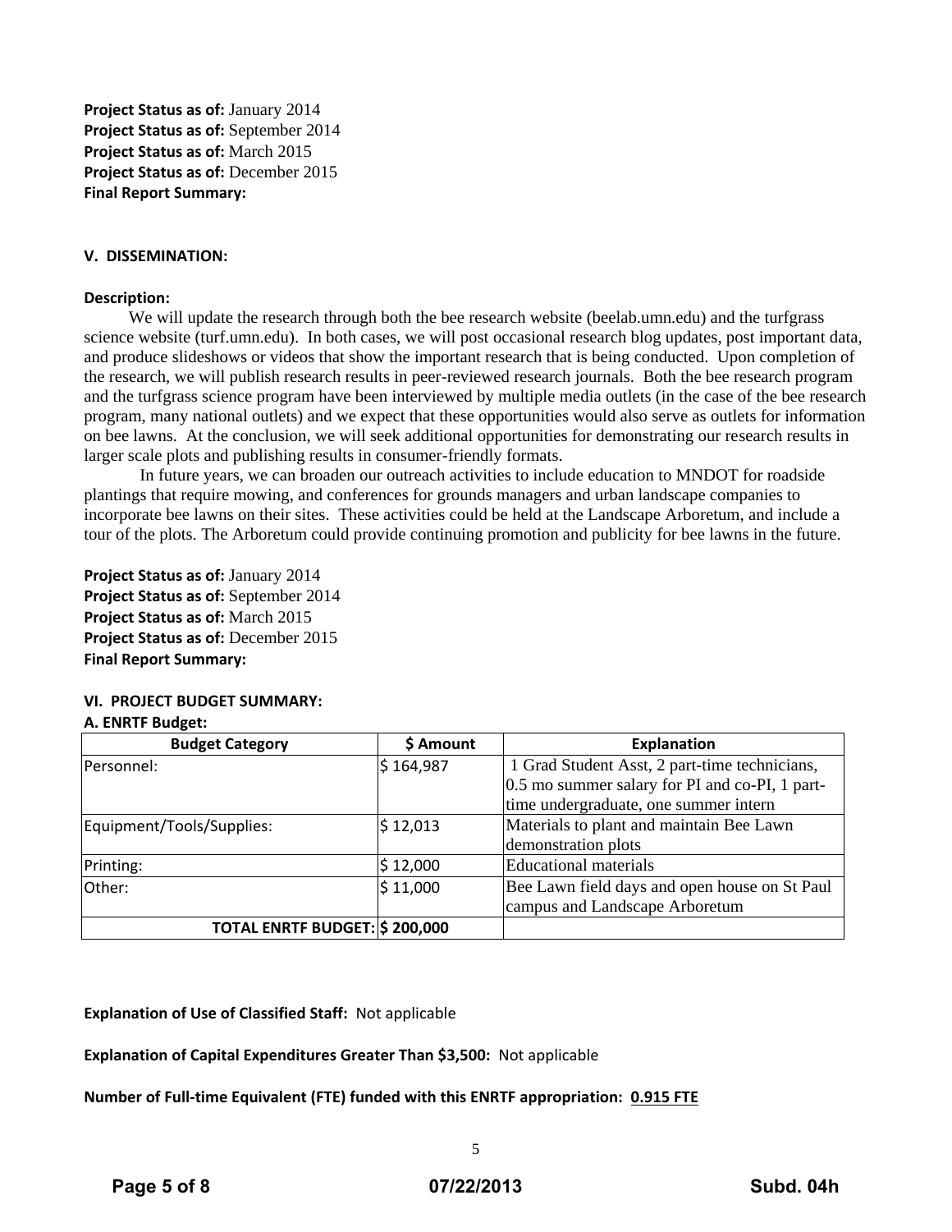**Project Status as of:** January 2014
**Project Status as of:** September 2014
**Project Status as of:** March 2015
**Project Status as of:** December 2015
**Final Report Summary:**

### V. DISSEMINATION:

**Description:**

We will update the research through both the bee research website (beelab.umn.edu) and the turfgrass science website (turf.umn.edu). In both cases, we will post occasional research blog updates, post important data, and produce slideshows or videos that show the important research that is being conducted. Upon completion of the research, we will publish research results in peer-reviewed research journals. Both the bee research program and the turfgrass science program have been interviewed by multiple media outlets (in the case of the bee research program, many national outlets) and we expect that these opportunities would also serve as outlets for information on bee lawns. At the conclusion, we will seek additional opportunities for demonstrating our research results in larger scale plots and publishing results in consumer-friendly formats.

In future years, we can broaden our outreach activities to include education to MNDOT for roadside plantings that require mowing, and conferences for grounds managers and urban landscape companies to incorporate bee lawns on their sites. These activities could be held at the Landscape Arboretum, and include a tour of the plots. The Arboretum could provide continuing promotion and publicity for bee lawns in the future.

**Project Status as of:** January 2014
**Project Status as of:** September 2014
**Project Status as of:** March 2015
**Project Status as of:** December 2015
**Final Report Summary:**

### VI. PROJECT BUDGET SUMMARY:

**A. ENRTF Budget:**

| Budget Category | $ Amount | Explanation |
|---|---|---|
| Personnel: | $ 164,987 | 1 Grad Student Asst, 2 part-time technicians, 0.5 mo summer salary for PI and co-PI, 1 part-time undergraduate, one summer intern |
| Equipment/Tools/Supplies: | $ 12,013 | Materials to plant and maintain Bee Lawn demonstration plots |
| Printing: | $ 12,000 | Educational materials |
| Other: | $ 11,000 | Bee Lawn field days and open house on St Paul campus and Landscape Arboretum |
| **TOTAL ENRTF BUDGET:** | **$ 200,000** | |

**Explanation of Use of Classified Staff:** Not applicable

**Explanation of Capital Expenditures Greater Than $3,500:** Not applicable

**Number of Full-time Equivalent (FTE) funded with this ENRTF appropriation: 0.915 FTE**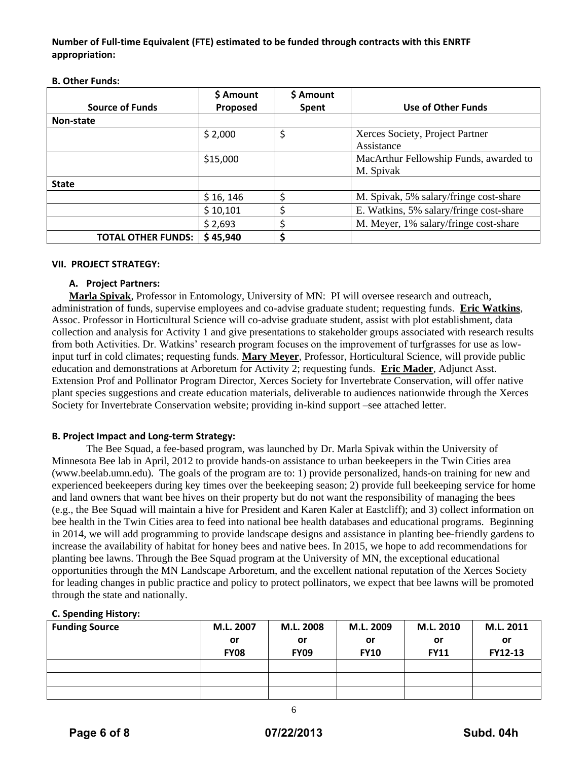**Number of Full-time Equivalent (FTE) estimated to be funded through contracts with this ENRTF appropriation:**

**B. Other Funds:**

| Source of Funds | $ Amount Proposed | $ Amount Spent | Use of Other Funds |
|---|---|---|---|
| **Non-state** | | | |
| | $ 2,000 | $ | Xerces Society, Project Partner Assistance |
| | $15,000 | | MacArthur Fellowship Funds, awarded to M. Spivak |
| **State** | | | |
| | $ 16, 146 | $ | M. Spivak, 5% salary/fringe cost-share |
| | $ 10,101 | $ | E. Watkins, 5% salary/fringe cost-share |
| | $ 2,693 | $ | M. Meyer, 1% salary/fringe cost-share |
| **TOTAL OTHER FUNDS:** | **$ 45,940** | **$** | |

**VII. PROJECT STRATEGY:**

**A. Project Partners:**

**Marla Spivak**, Professor in Entomology, University of MN: PI will oversee research and outreach, administration of funds, supervise employees and co-advise graduate student; requesting funds. **Eric Watkins**, Assoc. Professor in Horticultural Science will co-advise graduate student, assist with plot establishment, data collection and analysis for Activity 1 and give presentations to stakeholder groups associated with research results from both Activities. Dr. Watkins' research program focuses on the improvement of turfgrasses for use as low-input turf in cold climates; requesting funds. **Mary Meyer**, Professor, Horticultural Science, will provide public education and demonstrations at Arboretum for Activity 2; requesting funds. **Eric Mader**, Adjunct Asst. Extension Prof and Pollinator Program Director, Xerces Society for Invertebrate Conservation, will offer native plant species suggestions and create education materials, deliverable to audiences nationwide through the Xerces Society for Invertebrate Conservation website; providing in-kind support –see attached letter.

**B. Project Impact and Long-term Strategy:**

The Bee Squad, a fee-based program, was launched by Dr. Marla Spivak within the University of Minnesota Bee lab in April, 2012 to provide hands-on assistance to urban beekeepers in the Twin Cities area (www.beelab.umn.edu). The goals of the program are to: 1) provide personalized, hands-on training for new and experienced beekeepers during key times over the beekeeping season; 2) provide full beekeeping service for home and land owners that want bee hives on their property but do not want the responsibility of managing the bees (e.g., the Bee Squad will maintain a hive for President and Karen Kaler at Eastcliff); and 3) collect information on bee health in the Twin Cities area to feed into national bee health databases and educational programs. Beginning in 2014, we will add programming to provide landscape designs and assistance in planting bee-friendly gardens to increase the availability of habitat for honey bees and native bees. In 2015, we hope to add recommendations for planting bee lawns. Through the Bee Squad program at the University of MN, the exceptional educational opportunities through the MN Landscape Arboretum, and the excellent national reputation of the Xerces Society for leading changes in public practice and policy to protect pollinators, we expect that bee lawns will be promoted through the state and nationally.

**C. Spending History:**

| Funding Source | M.L. 2007 or FY08 | M.L. 2008 or FY09 | M.L. 2009 or FY10 | M.L. 2010 or FY11 | M.L. 2011 or FY12-13 |
|---|---|---|---|---|---|
| | | | | | |
| | | | | | |
| | | | | | |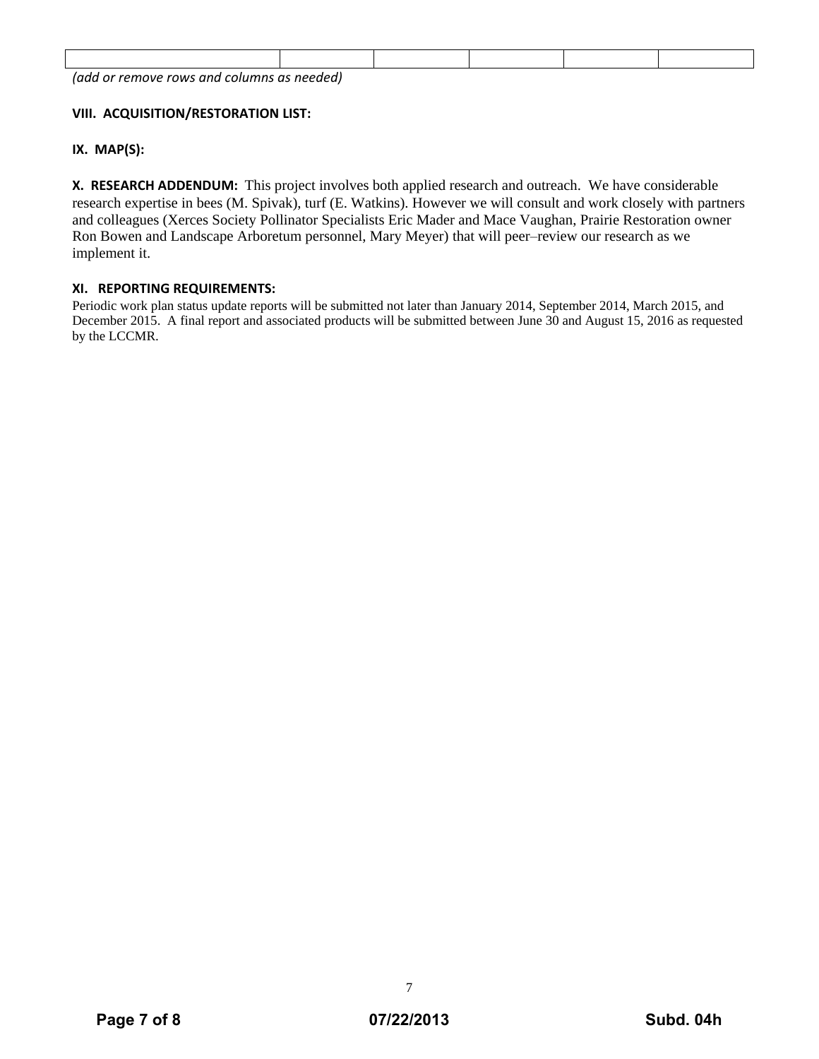| | | | | | |
|---|---|---|---|---|---|
| | | | | | |

*(add or remove rows and columns as needed)*

**VIII. ACQUISITION/RESTORATION LIST:**

**IX. MAP(S):**

**X. RESEARCH ADDENDUM:** This project involves both applied research and outreach. We have considerable research expertise in bees (M. Spivak), turf (E. Watkins). However we will consult and work closely with partners and colleagues (Xerces Society Pollinator Specialists Eric Mader and Mace Vaughan, Prairie Restoration owner Ron Bowen and Landscape Arboretum personnel, Mary Meyer) that will peer–review our research as we implement it.

**XI. REPORTING REQUIREMENTS:**

Periodic work plan status update reports will be submitted not later than January 2014, September 2014, March 2015, and December 2015. A final report and associated products will be submitted between June 30 and August 15, 2016 as requested by the LCCMR.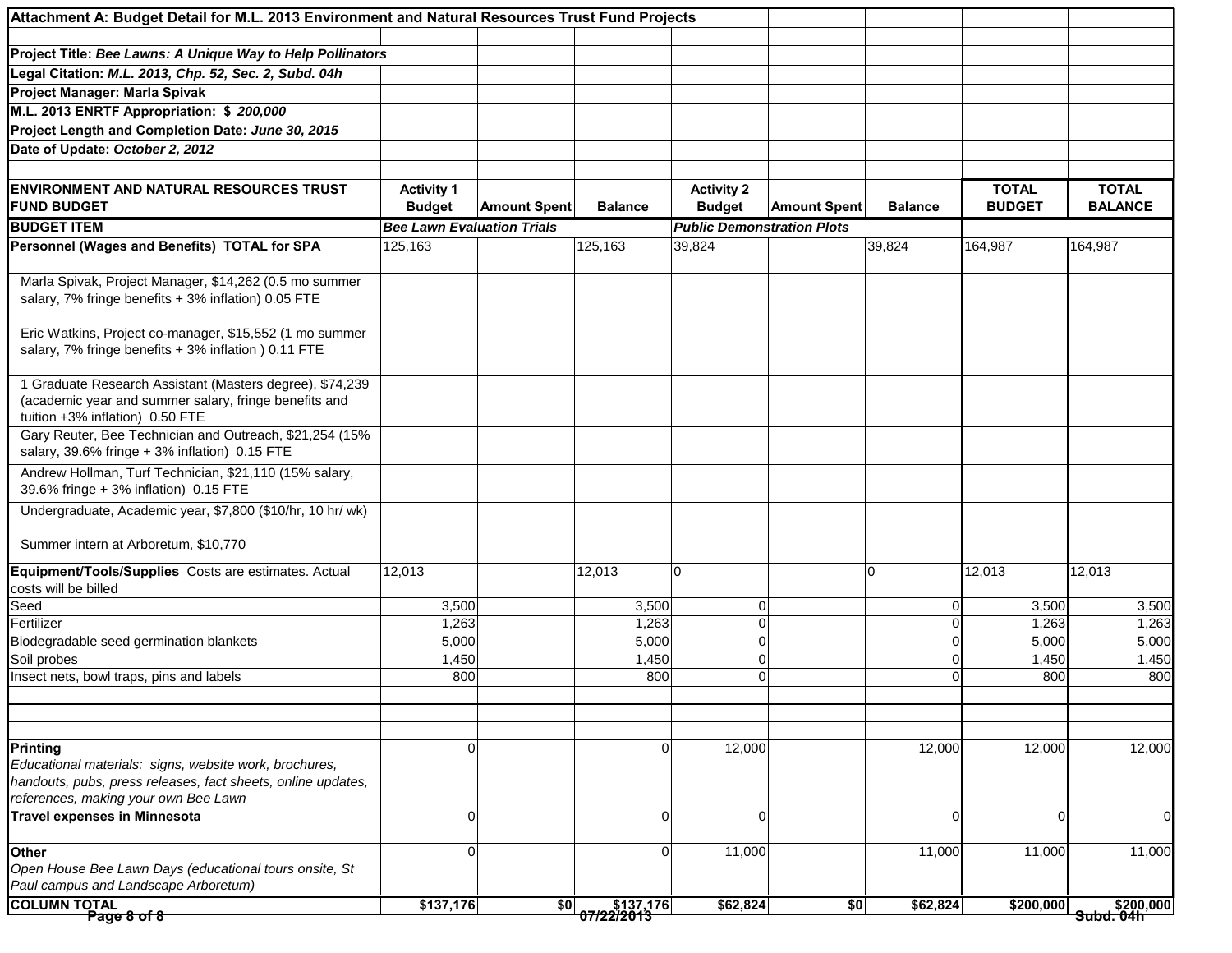| Attachment A: Budget Detail for M.L. 2013 Environment and Natural Resources Trust Fund Projects | | | | | | | | |
|---|---|---|---|---|---|---|---|---|
| | | | | | | | | |
| Project Title: *Bee Lawns: A Unique Way to Help Pollinators* | | | | | | | | |
| Legal Citation: *M.L. 2013, Chp. 52, Sec. 2, Subd. 04h* | | | | | | | | |
| Project Manager: Marla Spivak | | | | | | | | |
| M.L. 2013 ENRTF Appropriation: $ *200,000* | | | | | | | | |
| Project Length and Completion Date: *June 30, 2015* | | | | | | | | |
| Date of Update: *October 2, 2012* | | | | | | | | |
| | | | | | | | | |
| **ENVIRONMENT AND NATURAL RESOURCES TRUST FUND BUDGET** | **Activity 1 Budget** | **Amount Spent** | **Balance** | **Activity 2 Budget** | **Amount Spent** | **Balance** | **TOTAL BUDGET** | **TOTAL BALANCE** |
| **BUDGET ITEM** | ***Bee Lawn Evaluation Trials*** | | | ***Public Demonstration Plots*** | | | | |
| **Personnel (Wages and Benefits) TOTAL for SPA** | 125,163 | | 125,163 | 39,824 | | 39,824 | 164,987 | 164,987 |
| Marla Spivak, Project Manager, $14,262 (0.5 mo summer salary, 7% fringe benefits + 3% inflation) 0.05 FTE | | | | | | | | |
| Eric Watkins, Project co-manager, $15,552 (1 mo summer salary, 7% fringe benefits + 3% inflation ) 0.11 FTE | | | | | | | | |
| 1 Graduate Research Assistant (Masters degree), $74,239 (academic year and summer salary, fringe benefits and tuition +3% inflation) 0.50 FTE | | | | | | | | |
| Gary Reuter, Bee Technician and Outreach, $21,254 (15% salary, 39.6% fringe + 3% inflation) 0.15 FTE | | | | | | | | |
| Andrew Hollman, Turf Technician, $21,110 (15% salary, 39.6% fringe + 3% inflation) 0.15 FTE | | | | | | | | |
| Undergraduate, Academic year, $7,800 ($10/hr, 10 hr/ wk) | | | | | | | | |
| Summer intern at Arboretum, $10,770 | | | | | | | | |
| **Equipment/Tools/Supplies** Costs are estimates. Actual costs will be billed | 12,013 | | 12,013 | 0 | | 0 | 12,013 | 12,013 |
| Seed | 3,500 | | 3,500 | 0 | | 0 | 3,500 | 3,500 |
| Fertilizer | 1,263 | | 1,263 | 0 | | 0 | 1,263 | 1,263 |
| Biodegradable seed germination blankets | 5,000 | | 5,000 | 0 | | 0 | 5,000 | 5,000 |
| Soil probes | 1,450 | | 1,450 | 0 | | 0 | 1,450 | 1,450 |
| Insect nets, bowl traps, pins and labels | 800 | | 800 | 0 | | 0 | 800 | 800 |
| | | | | | | | | |
| | | | | | | | | |
| | | | | | | | | |
| **Printing** *Educational materials: signs, website work, brochures, handouts, pubs, press releases, fact sheets, online updates, references, making your own Bee Lawn* | 0 | | 0 | 12,000 | | 12,000 | 12,000 | 12,000 |
| **Travel expenses in Minnesota** | 0 | | 0 | 0 | | 0 | 0 | 0 |
| **Other** *Open House Bee Lawn Days (educational tours onsite, St Paul campus and Landscape Arboretum)* | 0 | | 0 | 11,000 | | 11,000 | 11,000 | 11,000 |
| **COLUMN TOTAL** | **$137,176** | **$0** | **$137,176** | **$62,824** | **$0** | **$62,824** | **$200,000** | **$200,000** |